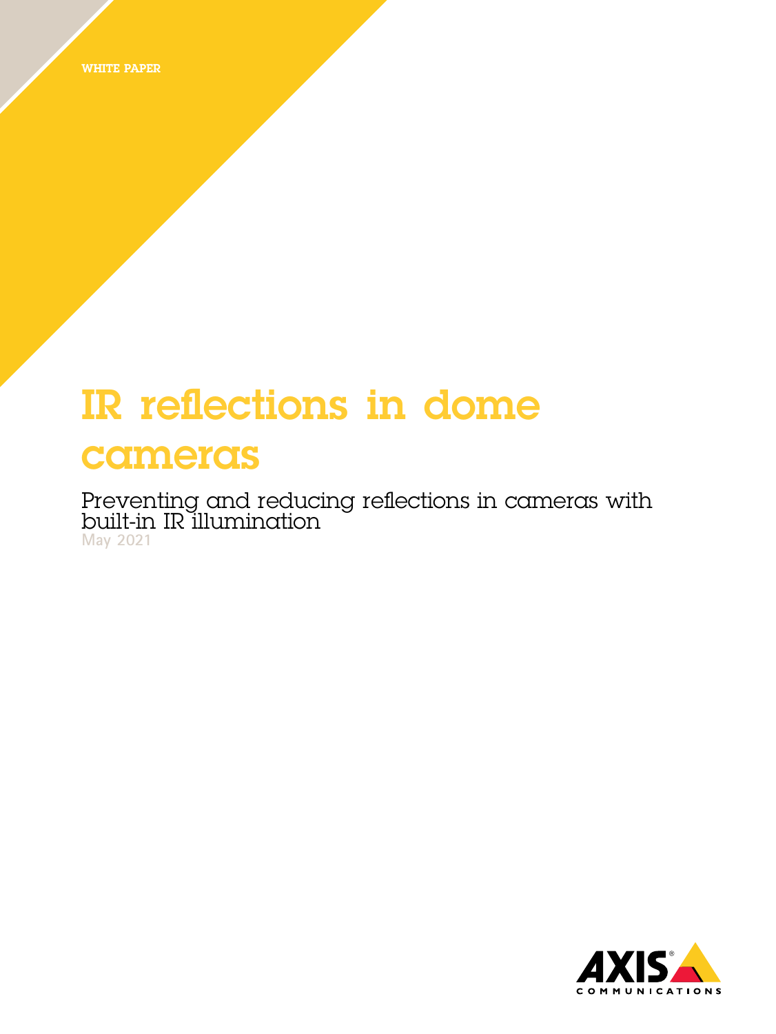WHITE PAPER

# IR reflections in dome cameras

Preventing and reducing reflections in cameras with built-in IR illumination

May 2021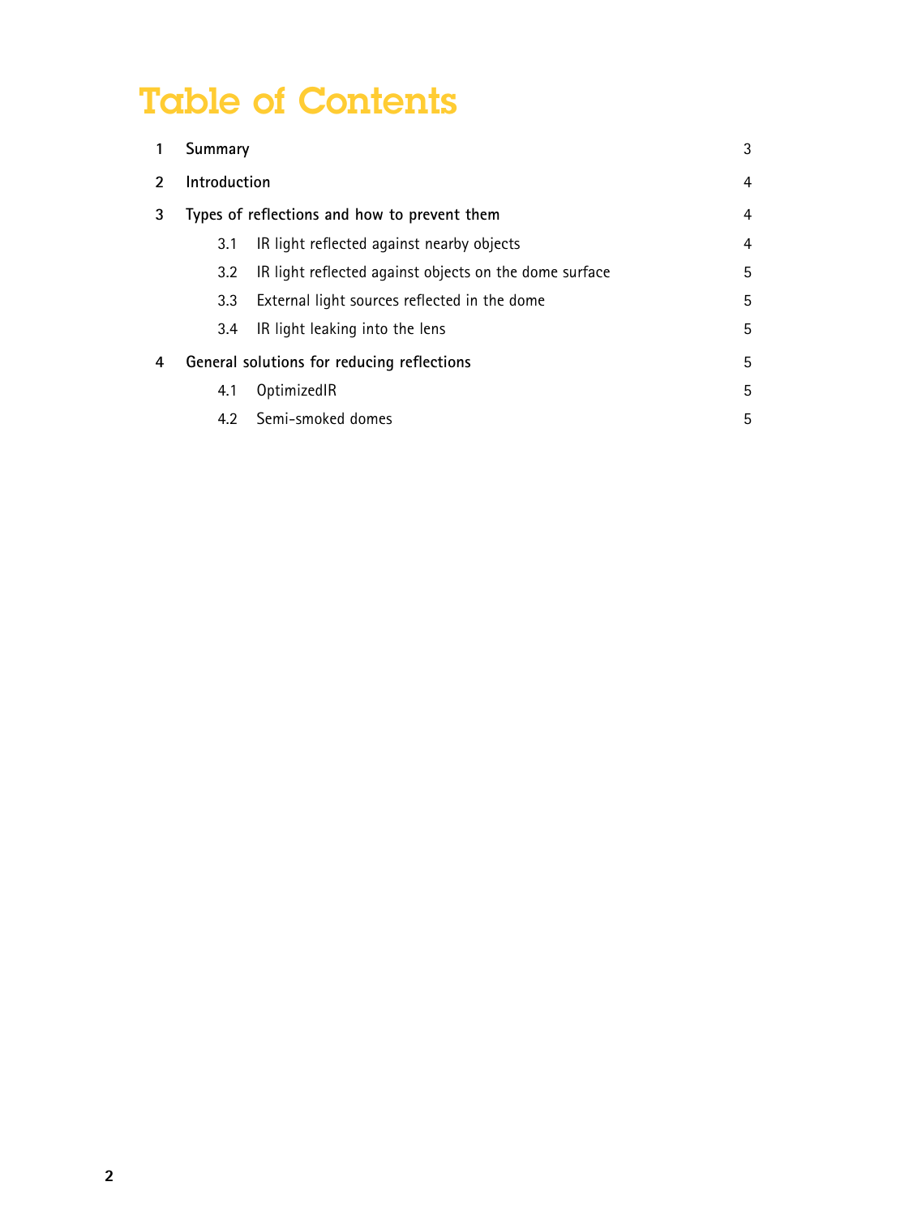# Table of Contents

| | | |
|---|---|---|
| 1 | Summary | 3 |
| 2 | Introduction | 4 |
| 3 | Types of reflections and how to prevent them | 4 |
| | 3.1 IR light reflected against nearby objects | 4 |
| | 3.2 IR light reflected against objects on the dome surface | 5 |
| | 3.3 External light sources reflected in the dome | 5 |
| | 3.4 IR light leaking into the lens | 5 |
| 4 | General solutions for reducing reflections | 5 |
| | 4.1 OptimizedIR | 5 |
| | 4.2 Semi-smoked domes | 5 |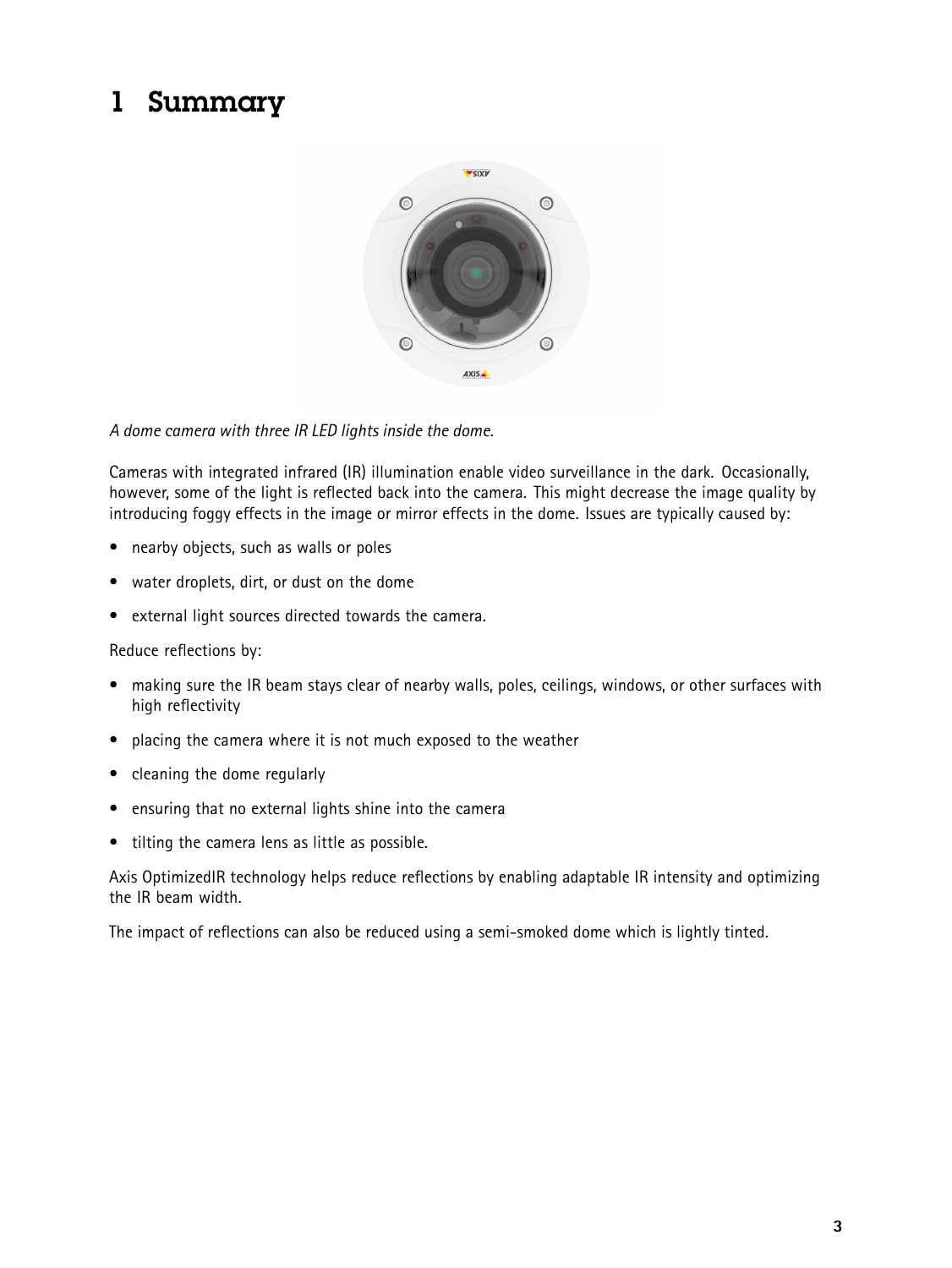# 1 Summary

*A dome camera with three IR LED lights inside the dome.*

Cameras with integrated infrared (IR) illumination enable video surveillance in the dark. Occasionally, however, some of the light is reflected back into the camera. This might decrease the image quality by introducing foggy effects in the image or mirror effects in the dome. Issues are typically caused by:

- nearby objects, such as walls or poles
- water droplets, dirt, or dust on the dome
- external light sources directed towards the camera.

Reduce reflections by:

- making sure the IR beam stays clear of nearby walls, poles, ceilings, windows, or other surfaces with high reflectivity
- placing the camera where it is not much exposed to the weather
- cleaning the dome regularly
- ensuring that no external lights shine into the camera
- tilting the camera lens as little as possible.

Axis OptimizedIR technology helps reduce reflections by enabling adaptable IR intensity and optimizing the IR beam width.

The impact of reflections can also be reduced using a semi-smoked dome which is lightly tinted.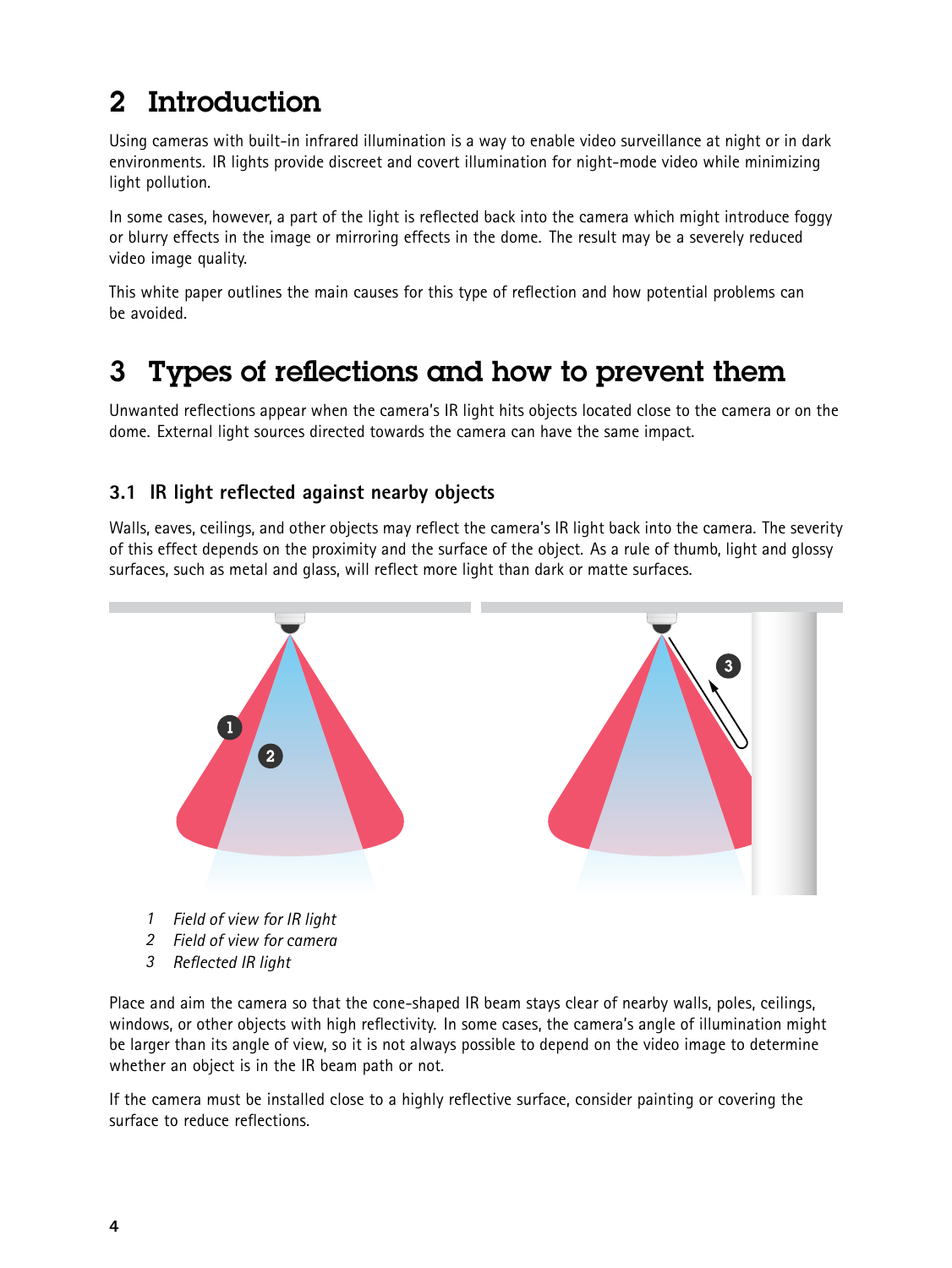# 2 Introduction

Using cameras with built-in infrared illumination is a way to enable video surveillance at night or in dark environments. IR lights provide discreet and covert illumination for night-mode video while minimizing light pollution.

In some cases, however, a part of the light is reflected back into the camera which might introduce foggy or blurry effects in the image or mirroring effects in the dome. The result may be a severely reduced video image quality.

This white paper outlines the main causes for this type of reflection and how potential problems can be avoided.

# 3 Types of reflections and how to prevent them

Unwanted reflections appear when the camera's IR light hits objects located close to the camera or on the dome. External light sources directed towards the camera can have the same impact.

## 3.1 IR light reflected against nearby objects

Walls, eaves, ceilings, and other objects may reflect the camera's IR light back into the camera. The severity of this effect depends on the proximity and the surface of the object. As a rule of thumb, light and glossy surfaces, such as metal and glass, will reflect more light than dark or matte surfaces.

1. *Field of view for IR light*
2. *Field of view for camera*
3. *Reflected IR light*

Place and aim the camera so that the cone-shaped IR beam stays clear of nearby walls, poles, ceilings, windows, or other objects with high reflectivity. In some cases, the camera's angle of illumination might be larger than its angle of view, so it is not always possible to depend on the video image to determine whether an object is in the IR beam path or not.

If the camera must be installed close to a highly reflective surface, consider painting or covering the surface to reduce reflections.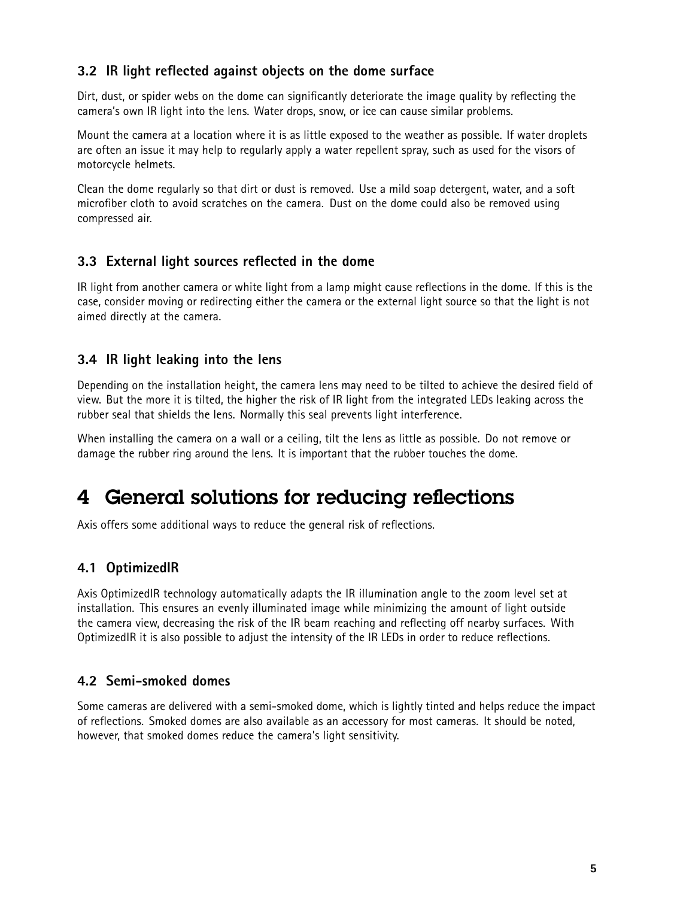### 3.2 IR light reflected against objects on the dome surface

Dirt, dust, or spider webs on the dome can significantly deteriorate the image quality by reflecting the camera's own IR light into the lens. Water drops, snow, or ice can cause similar problems.

Mount the camera at a location where it is as little exposed to the weather as possible. If water droplets are often an issue it may help to regularly apply a water repellent spray, such as used for the visors of motorcycle helmets.

Clean the dome regularly so that dirt or dust is removed. Use a mild soap detergent, water, and a soft microfiber cloth to avoid scratches on the camera. Dust on the dome could also be removed using compressed air.

### 3.3 External light sources reflected in the dome

IR light from another camera or white light from a lamp might cause reflections in the dome. If this is the case, consider moving or redirecting either the camera or the external light source so that the light is not aimed directly at the camera.

### 3.4 IR light leaking into the lens

Depending on the installation height, the camera lens may need to be tilted to achieve the desired field of view. But the more it is tilted, the higher the risk of IR light from the integrated LEDs leaking across the rubber seal that shields the lens. Normally this seal prevents light interference.

When installing the camera on a wall or a ceiling, tilt the lens as little as possible. Do not remove or damage the rubber ring around the lens. It is important that the rubber touches the dome.

# 4 General solutions for reducing reflections

Axis offers some additional ways to reduce the general risk of reflections.

### 4.1 OptimizedIR

Axis OptimizedIR technology automatically adapts the IR illumination angle to the zoom level set at installation. This ensures an evenly illuminated image while minimizing the amount of light outside the camera view, decreasing the risk of the IR beam reaching and reflecting off nearby surfaces. With OptimizedIR it is also possible to adjust the intensity of the IR LEDs in order to reduce reflections.

### 4.2 Semi-smoked domes

Some cameras are delivered with a semi-smoked dome, which is lightly tinted and helps reduce the impact of reflections. Smoked domes are also available as an accessory for most cameras. It should be noted, however, that smoked domes reduce the camera's light sensitivity.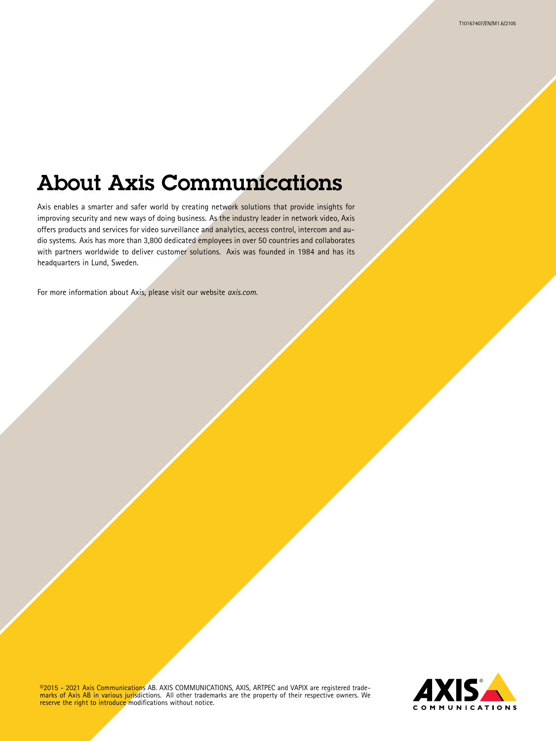T10167407/EN/M1.6/2105

# About Axis Communications

Axis enables a smarter and safer world by creating network solutions that provide insights for improving security and new ways of doing business. As the industry leader in network video, Axis offers products and services for video surveillance and analytics, access control, intercom and audio systems. Axis has more than 3,800 dedicated employees in over 50 countries and collaborates with partners worldwide to deliver customer solutions. Axis was founded in 1984 and has its headquarters in Lund, Sweden.

For more information about Axis, please visit our website *axis.com*.

©2015 - 2021 Axis Communications AB. AXIS COMMUNICATIONS, AXIS, ARTPEC and VAPIX are registered trademarks of Axis AB in various jurisdictions. All other trademarks are the property of their respective owners. We reserve the right to introduce modifications without notice.

AXIS® COMMUNICATIONS